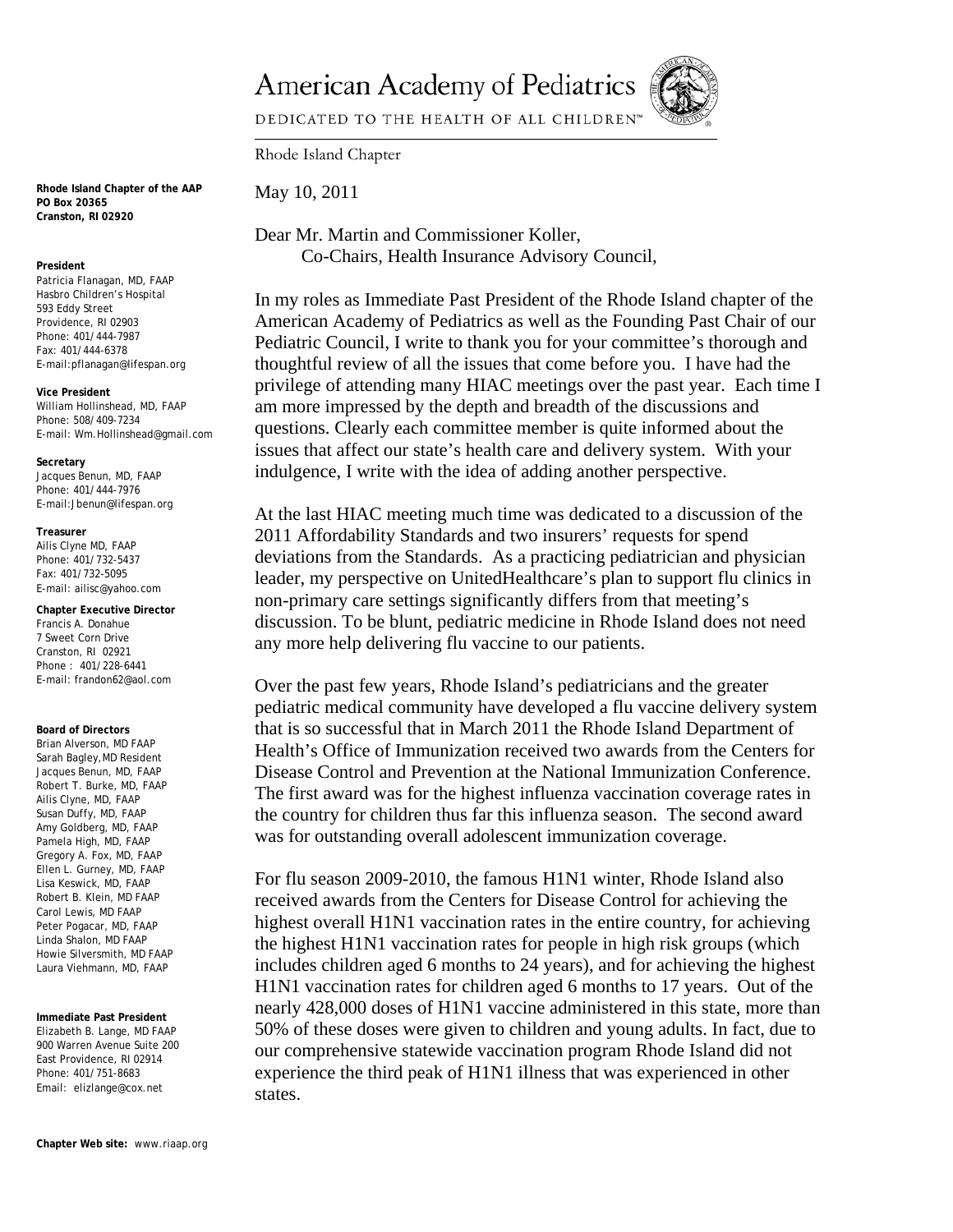# American Academy of Pediatrics

DEDICATED TO THE HEALTH OF ALL CHILDREN™

Rhode Island Chapter

**Rhode Island Chapter of the AAP**
**PO Box 20365**
**Cranston, RI 02920**

**President**
Patricia Flanagan, MD, FAAP
Hasbro Children's Hospital
593 Eddy Street
Providence, RI 02903
Phone: 401/444-7987
Fax: 401/444-6378
E-mail:pflanagan@lifespan.org

**Vice President**
William Hollinshead, MD, FAAP
Phone: 508/409-7234
E-mail: Wm.Hollinshead@gmail.com

**Secretary**
Jacques Benun, MD, FAAP
Phone: 401/444-7976
E-mail:Jbenun@lifespan.org

**Treasurer**
Ailis Clyne MD, FAAP
Phone: 401/732-5437
Fax: 401/732-5095
E-mail: ailisc@yahoo.com

**Chapter Executive Director**
Francis A. Donahue
7 Sweet Corn Drive
Cranston, RI 02921
Phone : 401/228-6441
E-mail: frandon62@aol.com

**Board of Directors**
Brian Alverson, MD FAAP
Sarah Bagley,MD Resident
Jacques Benun, MD, FAAP
Robert T. Burke, MD, FAAP
Ailis Clyne, MD, FAAP
Susan Duffy, MD, FAAP
Amy Goldberg, MD, FAAP
Pamela High, MD, FAAP
Gregory A. Fox, MD, FAAP
Ellen L. Gurney, MD, FAAP
Lisa Keswick, MD, FAAP
Robert B. Klein, MD FAAP
Carol Lewis, MD FAAP
Peter Pogacar, MD, FAAP
Linda Shalon, MD FAAP
Howie Silversmith, MD FAAP
Laura Viehmann, MD, FAAP

**Immediate Past President**
Elizabeth B. Lange, MD FAAP
900 Warren Avenue Suite 200
East Providence, RI 02914
Phone: 401/751-8683
Email: elizlange@cox.net

**Chapter Web site:** www.riaap.org

May 10, 2011

Dear Mr. Martin and Commissioner Koller,
Co-Chairs, Health Insurance Advisory Council,

In my roles as Immediate Past President of the Rhode Island chapter of the American Academy of Pediatrics as well as the Founding Past Chair of our Pediatric Council, I write to thank you for your committee's thorough and thoughtful review of all the issues that come before you. I have had the privilege of attending many HIAC meetings over the past year. Each time I am more impressed by the depth and breadth of the discussions and questions. Clearly each committee member is quite informed about the issues that affect our state's health care and delivery system. With your indulgence, I write with the idea of adding another perspective.

At the last HIAC meeting much time was dedicated to a discussion of the 2011 Affordability Standards and two insurers' requests for spend deviations from the Standards. As a practicing pediatrician and physician leader, my perspective on UnitedHealthcare's plan to support flu clinics in non-primary care settings significantly differs from that meeting's discussion. To be blunt, pediatric medicine in Rhode Island does not need any more help delivering flu vaccine to our patients.

Over the past few years, Rhode Island's pediatricians and the greater pediatric medical community have developed a flu vaccine delivery system that is so successful that in March 2011 the Rhode Island Department of Health's Office of Immunization received two awards from the Centers for Disease Control and Prevention at the National Immunization Conference. The first award was for the highest influenza vaccination coverage rates in the country for children thus far this influenza season. The second award was for outstanding overall adolescent immunization coverage.

For flu season 2009-2010, the famous H1N1 winter, Rhode Island also received awards from the Centers for Disease Control for achieving the highest overall H1N1 vaccination rates in the entire country, for achieving the highest H1N1 vaccination rates for people in high risk groups (which includes children aged 6 months to 24 years), and for achieving the highest H1N1 vaccination rates for children aged 6 months to 17 years. Out of the nearly 428,000 doses of H1N1 vaccine administered in this state, more than 50% of these doses were given to children and young adults. In fact, due to our comprehensive statewide vaccination program Rhode Island did not experience the third peak of H1N1 illness that was experienced in other states.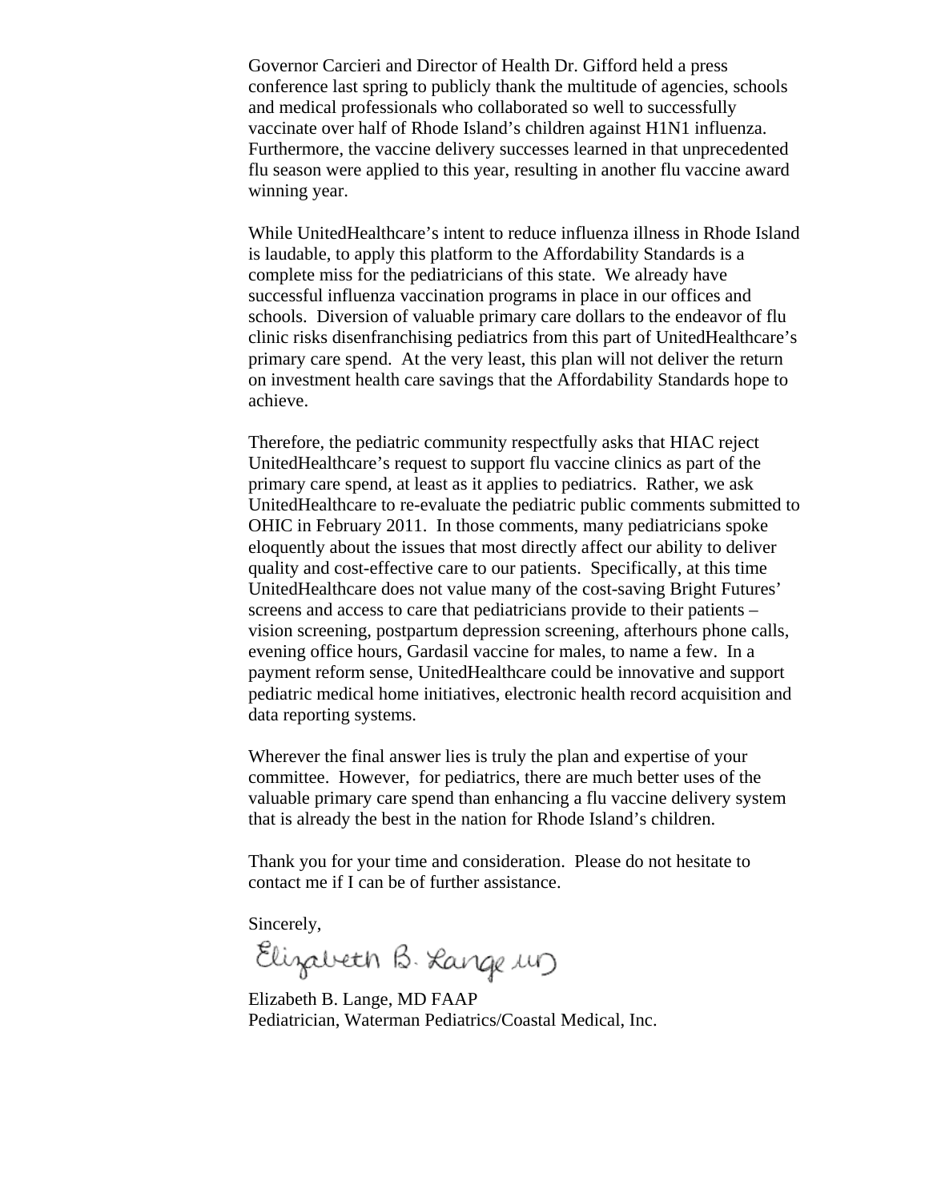Governor Carcieri and Director of Health Dr. Gifford held a press conference last spring to publicly thank the multitude of agencies, schools and medical professionals who collaborated so well to successfully vaccinate over half of Rhode Island's children against H1N1 influenza. Furthermore, the vaccine delivery successes learned in that unprecedented flu season were applied to this year, resulting in another flu vaccine award winning year.

While UnitedHealthcare's intent to reduce influenza illness in Rhode Island is laudable, to apply this platform to the Affordability Standards is a complete miss for the pediatricians of this state. We already have successful influenza vaccination programs in place in our offices and schools. Diversion of valuable primary care dollars to the endeavor of flu clinic risks disenfranchising pediatrics from this part of UnitedHealthcare's primary care spend. At the very least, this plan will not deliver the return on investment health care savings that the Affordability Standards hope to achieve.

Therefore, the pediatric community respectfully asks that HIAC reject UnitedHealthcare's request to support flu vaccine clinics as part of the primary care spend, at least as it applies to pediatrics. Rather, we ask UnitedHealthcare to re-evaluate the pediatric public comments submitted to OHIC in February 2011. In those comments, many pediatricians spoke eloquently about the issues that most directly affect our ability to deliver quality and cost-effective care to our patients. Specifically, at this time UnitedHealthcare does not value many of the cost-saving Bright Futures' screens and access to care that pediatricians provide to their patients – vision screening, postpartum depression screening, afterhours phone calls, evening office hours, Gardasil vaccine for males, to name a few. In a payment reform sense, UnitedHealthcare could be innovative and support pediatric medical home initiatives, electronic health record acquisition and data reporting systems.

Wherever the final answer lies is truly the plan and expertise of your committee. However, for pediatrics, there are much better uses of the valuable primary care spend than enhancing a flu vaccine delivery system that is already the best in the nation for Rhode Island's children.

Thank you for your time and consideration. Please do not hesitate to contact me if I can be of further assistance.

Sincerely,

Elizabeth B. Lange MD

Elizabeth B. Lange, MD FAAP
Pediatrician, Waterman Pediatrics/Coastal Medical, Inc.